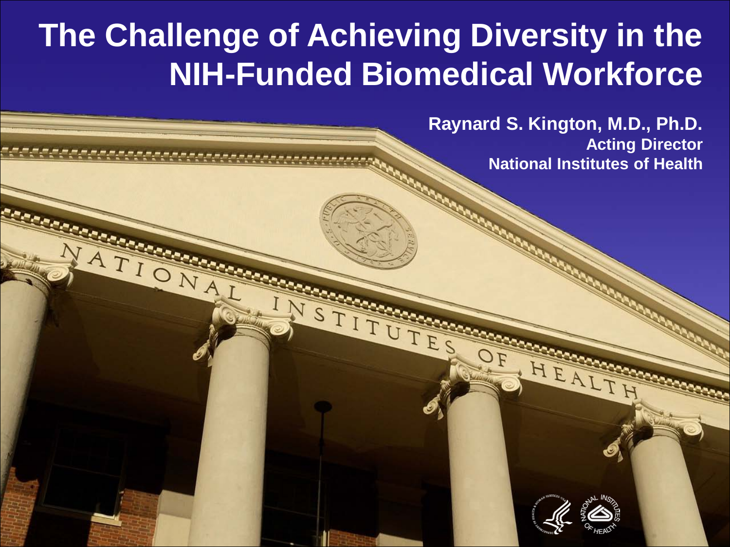# The Challenge of Achieving Diversity in the NIH-Funded Biomedical Workforce

**Raynard S. Kington, M.D., Ph.D.**
**Acting Director**
**National Institutes of Health**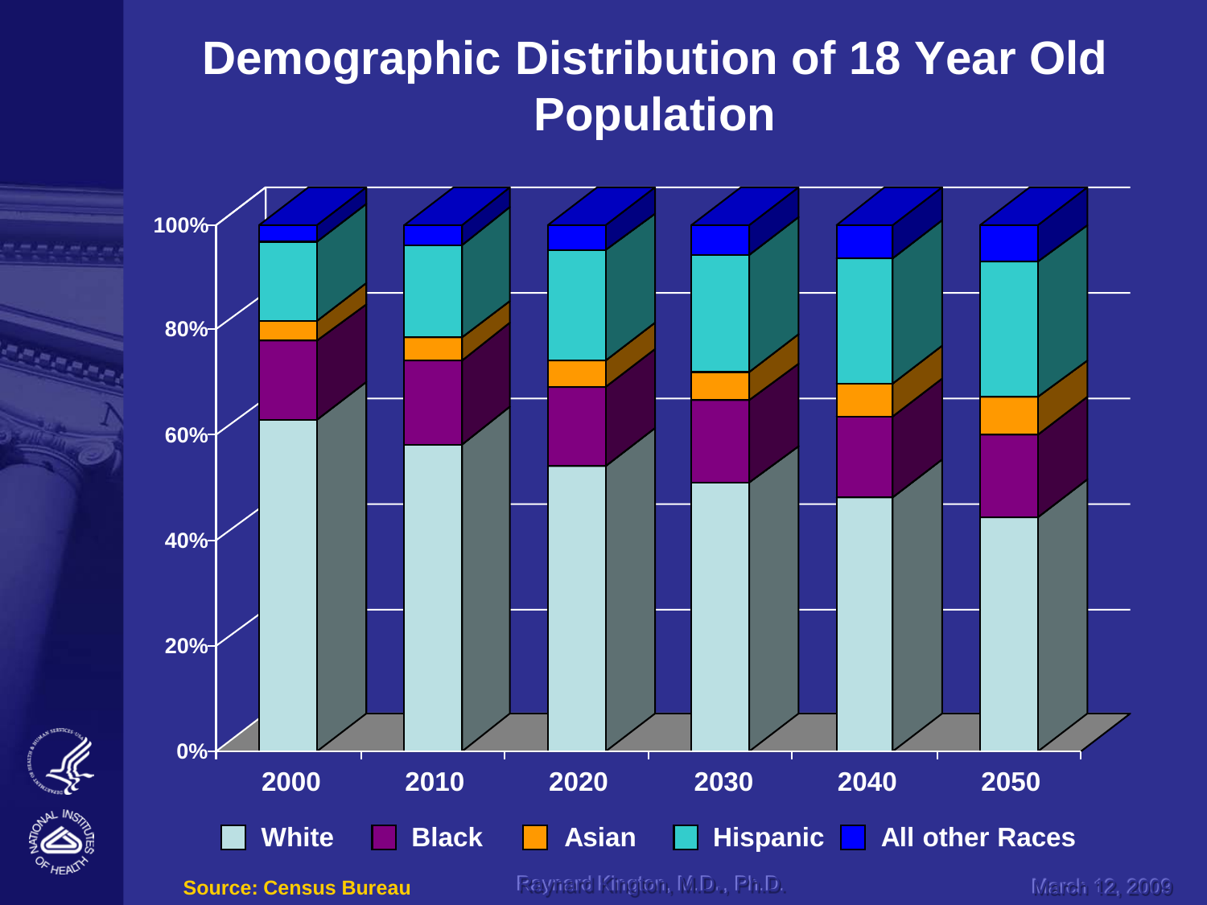# Demographic Distribution of 18 Year Old Population

100%
80%
60%
40%
20%
0%

2000 2010 2020 2030 2040 2050

White | Black | Asian | Hispanic | All other Races

Source: Census Bureau

Raynard Kington, M.D., Ph.D.

March 12, 2009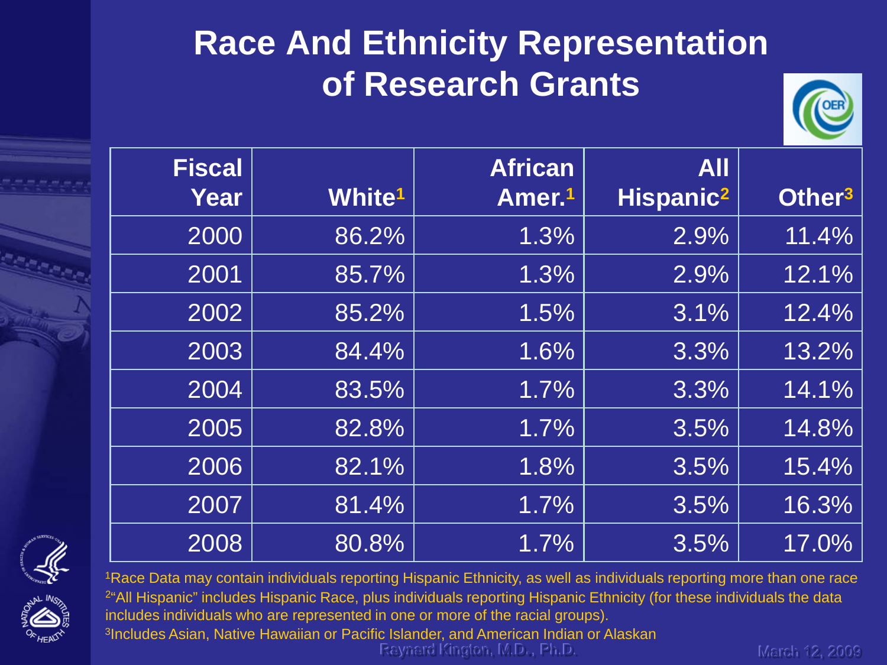# Race And Ethnicity Representation of Research Grants

| Fiscal Year | White[1] | African Amer.[1] | All Hispanic[2] | Other[3] |
|---|---|---|---|---|
| 2000 | 86.2% | 1.3% | 2.9% | 11.4% |
| 2001 | 85.7% | 1.3% | 2.9% | 12.1% |
| 2002 | 85.2% | 1.5% | 3.1% | 12.4% |
| 2003 | 84.4% | 1.6% | 3.3% | 13.2% |
| 2004 | 83.5% | 1.7% | 3.3% | 14.1% |
| 2005 | 82.8% | 1.7% | 3.5% | 14.8% |
| 2006 | 82.1% | 1.8% | 3.5% | 15.4% |
| 2007 | 81.4% | 1.7% | 3.5% | 16.3% |
| 2008 | 80.8% | 1.7% | 3.5% | 17.0% |

[1]Race Data may contain individuals reporting Hispanic Ethnicity, as well as individuals reporting more than one race

[2]"All Hispanic" includes Hispanic Race, plus individuals reporting Hispanic Ethnicity (for these individuals the data includes individuals who are represented in one or more of the racial groups).

[3]Includes Asian, Native Hawaiian or Pacific Islander, and American Indian or Alaskan

Raynard Kington, M.D., Ph.D.

March 12, 2009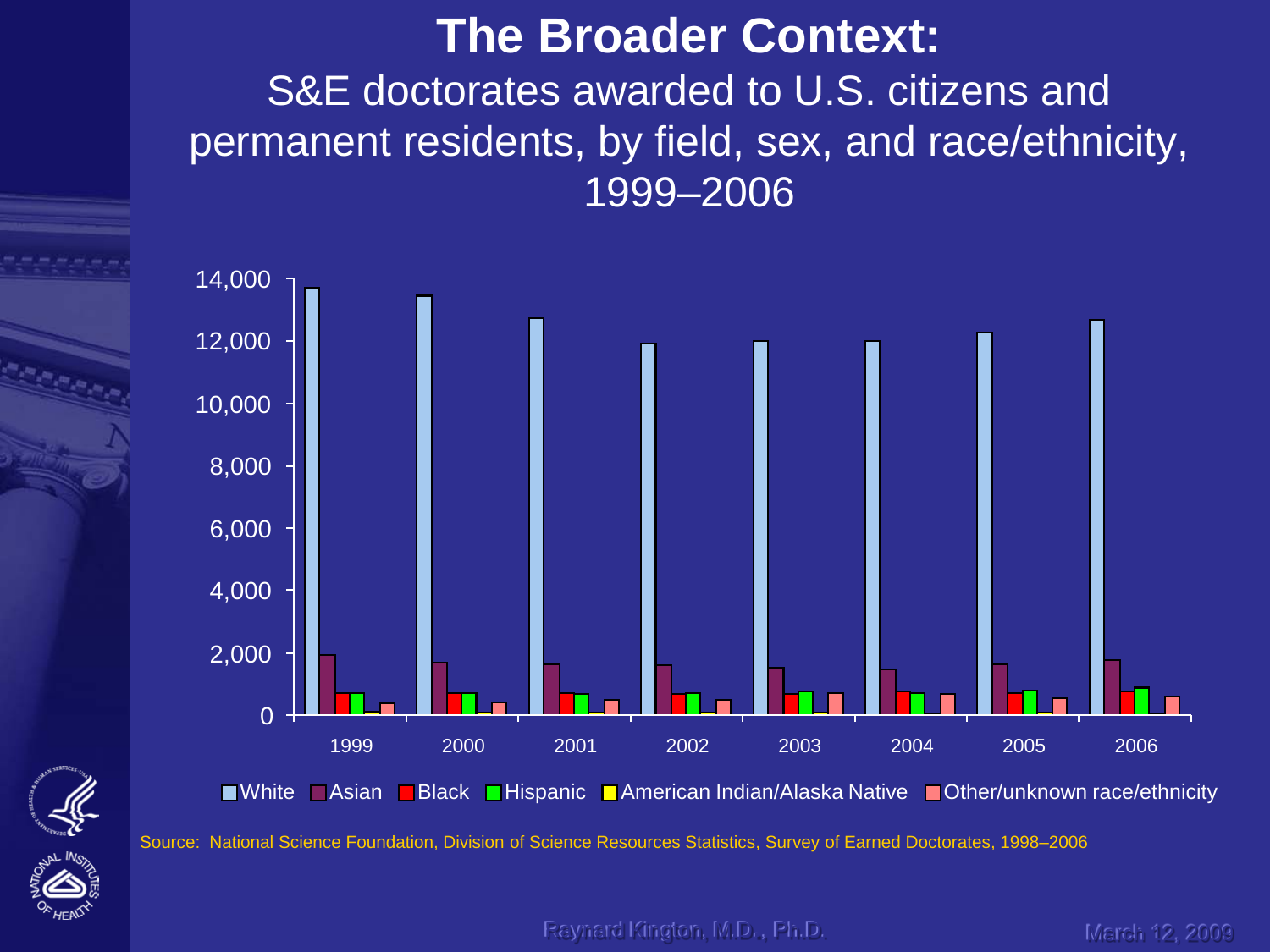# The Broader Context:

## S&E doctorates awarded to U.S. citizens and permanent residents, by field, sex, and race/ethnicity, 1999–2006

14,000
12,000
10,000
8,000
6,000
4,000
2,000
0

1999 2000 2001 2002 2003 2004 2005 2006

White | Asian | Black | Hispanic | American Indian/Alaska Native | Other/unknown race/ethnicity

Source: National Science Foundation, Division of Science Resources Statistics, Survey of Earned Doctorates, 1998–2006

Raynard Kington, M.D., Ph.D.

March 12, 2009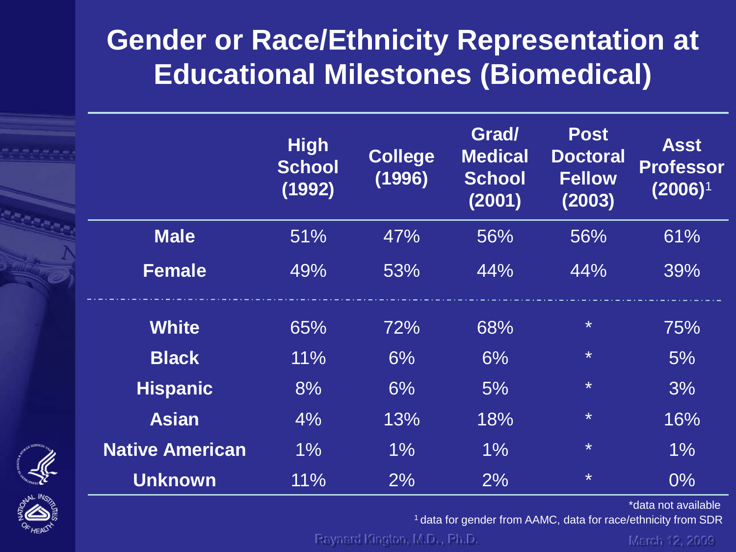# Gender or Race/Ethnicity Representation at Educational Milestones (Biomedical)

| | High School (1992) | College (1996) | Grad/ Medical School (2001) | Post Doctoral Fellow (2003) | Asst Professor (2006)[1] |
|---|---|---|---|---|---|
| **Male** | 51% | 47% | 56% | 56% | 61% |
| **Female** | 49% | 53% | 44% | 44% | 39% |
| **White** | 65% | 72% | 68% | * | 75% |
| **Black** | 11% | 6% | 6% | * | 5% |
| **Hispanic** | 8% | 6% | 5% | * | 3% |
| **Asian** | 4% | 13% | 18% | * | 16% |
| **Native American** | 1% | 1% | 1% | * | 1% |
| **Unknown** | 11% | 2% | 2% | * | 0% |

*data not available

[1] data for gender from AAMC, data for race/ethnicity from SDR

Raynard Kington, M.D., Ph.D.

March 12, 2009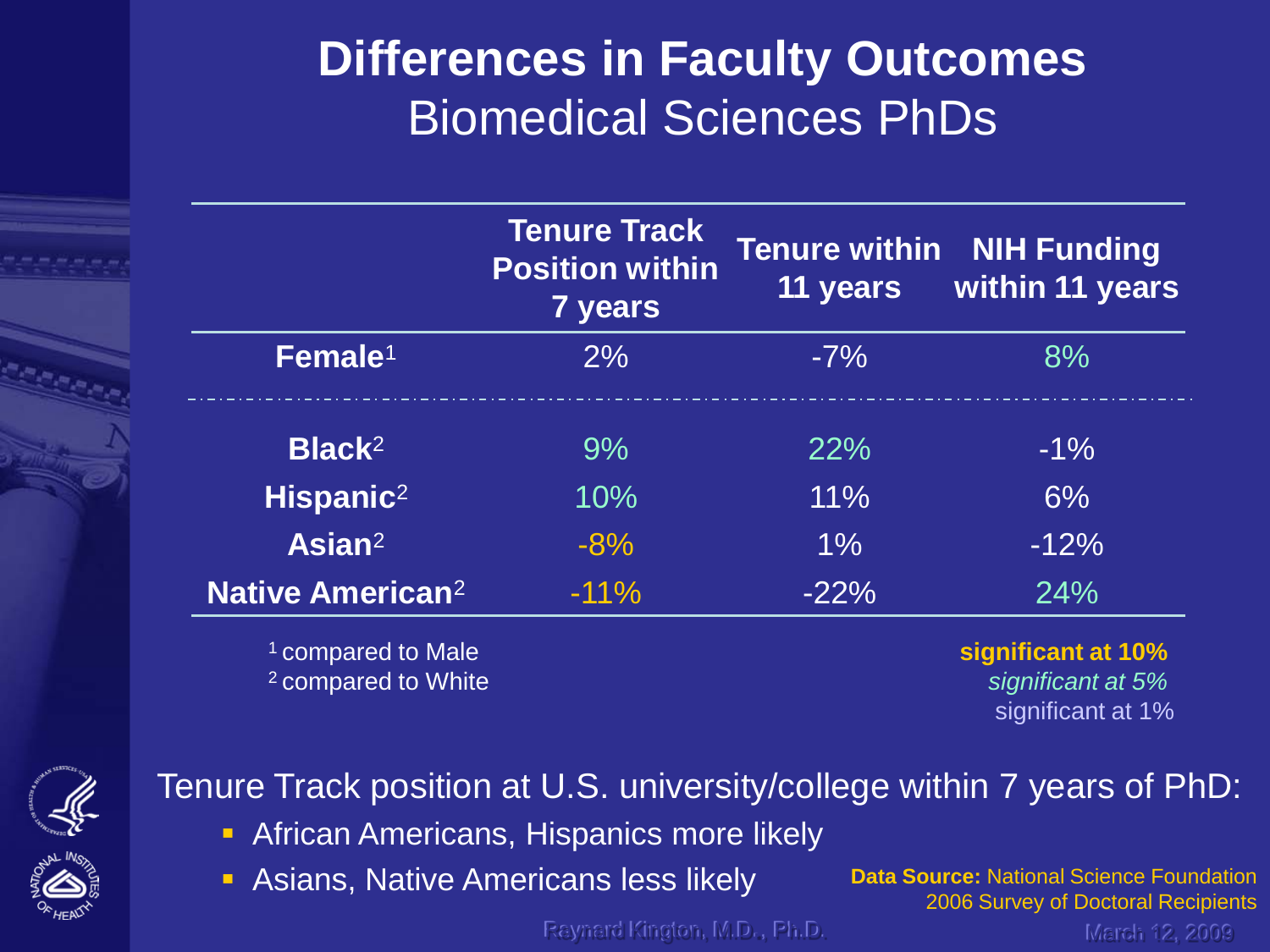# Differences in Faculty Outcomes

## Biomedical Sciences PhDs

| | Tenure Track Position within 7 years | Tenure within 11 years | NIH Funding within 11 years |
|---|---|---|---|
| **Female**[1] | 2% | -7% | 8% |
| **Black**[2] | 9% | 22% | -1% |
| **Hispanic**[2] | 10% | 11% | 6% |
| **Asian**[2] | -8% | 1% | -12% |
| **Native American**[2] | -11% | -22% | 24% |

[1] compared to Male
[2] compared to White

**significant at 10%**
*significant at 5%*
significant at 1%

Tenure Track position at U.S. university/college within 7 years of PhD:

- African Americans, Hispanics more likely
- Asians, Native Americans less likely

**Data Source:** National Science Foundation 2006 Survey of Doctoral Recipients

Raynard Kington, M.D., Ph.D.

March 12, 2009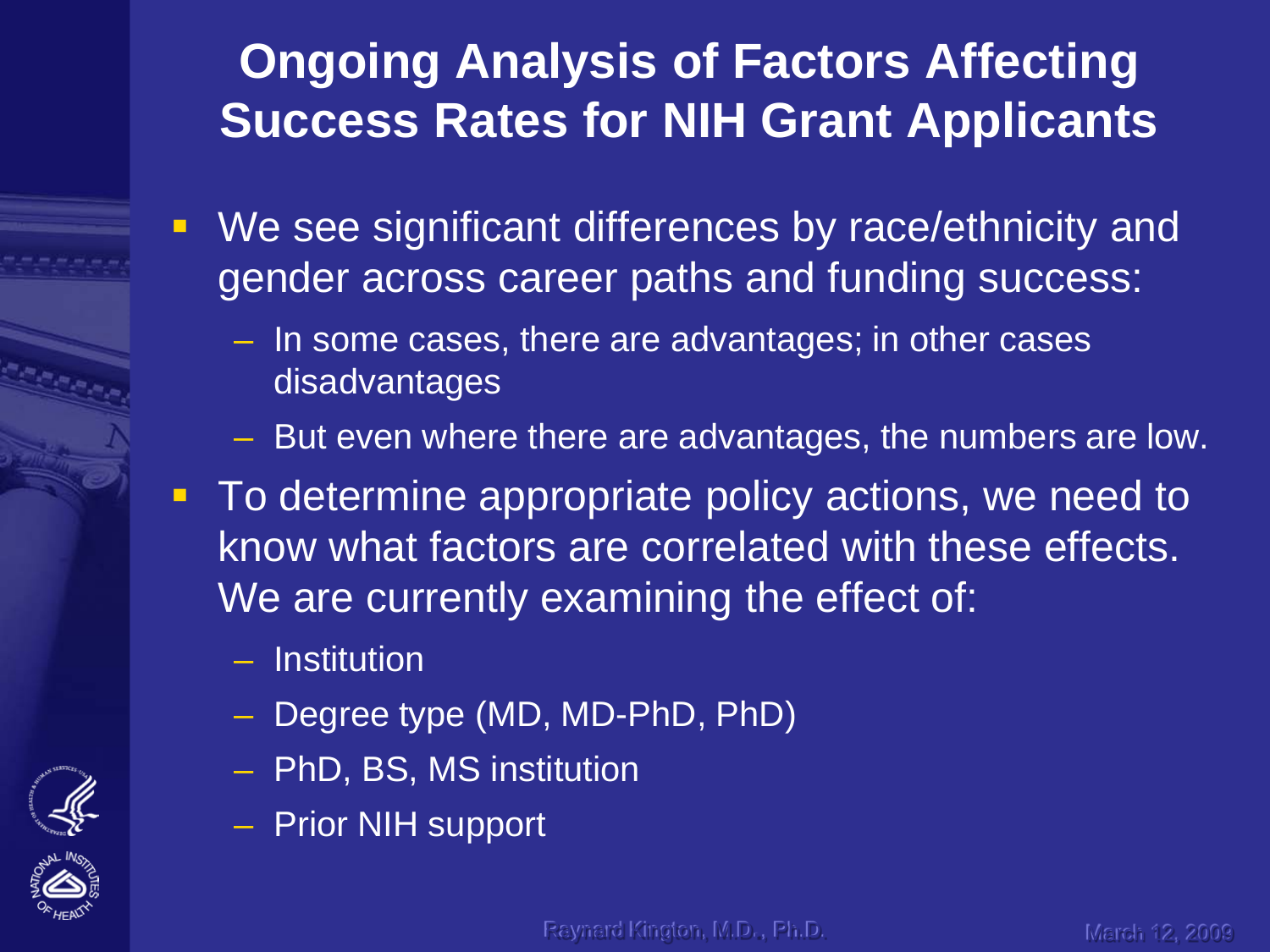# Ongoing Analysis of Factors Affecting Success Rates for NIH Grant Applicants

- We see significant differences by race/ethnicity and gender across career paths and funding success:
  - In some cases, there are advantages; in other cases disadvantages
  - But even where there are advantages, the numbers are low.
- To determine appropriate policy actions, we need to know what factors are correlated with these effects. We are currently examining the effect of:
  - Institution
  - Degree type (MD, MD-PhD, PhD)
  - PhD, BS, MS institution
  - Prior NIH support

Raynard Kington, M.D., Ph.D. March 12, 2009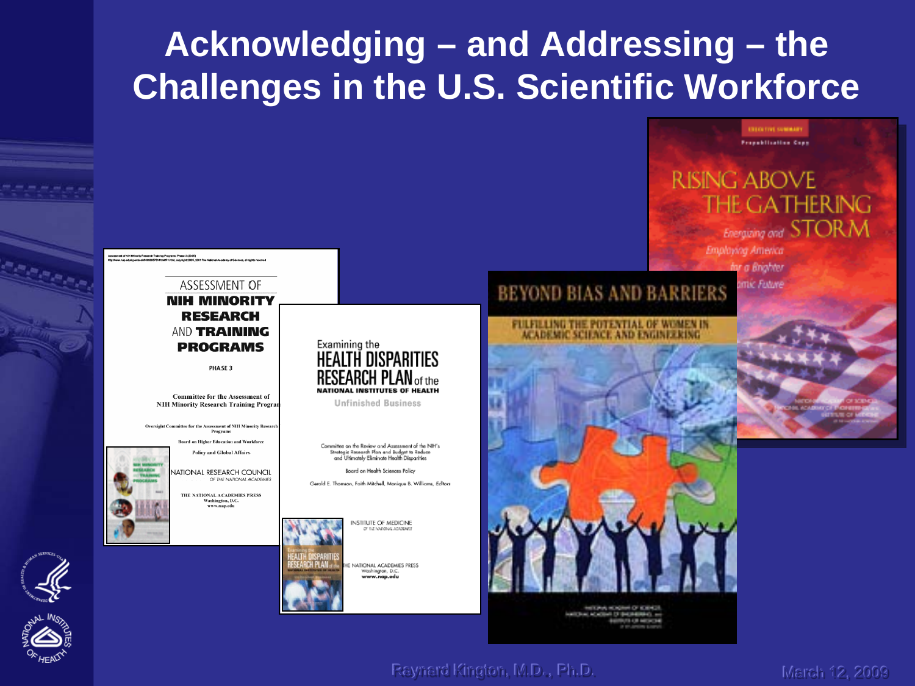# Acknowledging – and Addressing – the Challenges in the U.S. Scientific Workforce

ASSESSMENT OF **NIH MINORITY RESEARCH** AND **TRAINING PROGRAMS**

PHASE 3

Committee for the Assessment of NIH Minority Research Training Programs

Oversight Committee for the Assessment of NIH Minority Research Programs

Board on Higher Education and Workforce

Policy and Global Affairs

NATIONAL RESEARCH COUNCIL OF THE NATIONAL ACADEMIES

THE NATIONAL ACADEMIES PRESS
Washington, D.C.
www.nap.edu

Examining the **HEALTH DISPARITIES RESEARCH PLAN** of the **NATIONAL INSTITUTES OF HEALTH**

Unfinished Business

Committee on the Review and Assessment of the NIH's Strategic Research Plan and Budget to Reduce and Ultimately Eliminate Health Disparities

Board on Health Sciences Policy

Gerald E. Thomson, Faith Mitchell, Monique B. Williams, Editors

INSTITUTE OF MEDICINE OF THE NATIONAL ACADEMIES

THE NATIONAL ACADEMIES PRESS
Washington, D.C.
www.nap.edu

BEYOND BIAS AND BARRIERS

FULFILLING THE POTENTIAL OF WOMEN IN ACADEMIC SCIENCE AND ENGINEERING

RISING ABOVE THE GATHERING STORM

Energizing and Employing America for a Brighter Economic Future

Raynard Kington, M.D., Ph.D.

March 12, 2009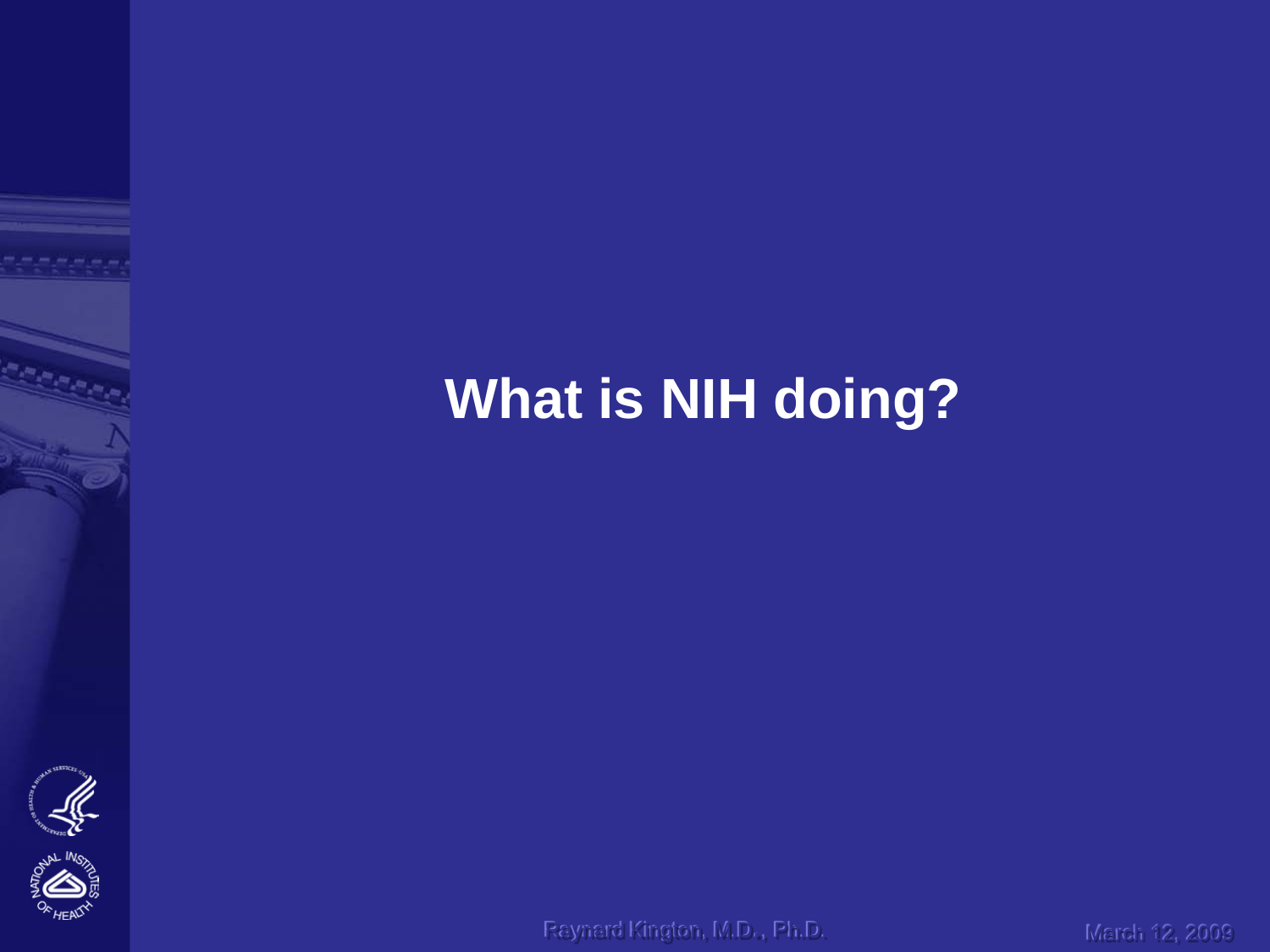# What is NIH doing?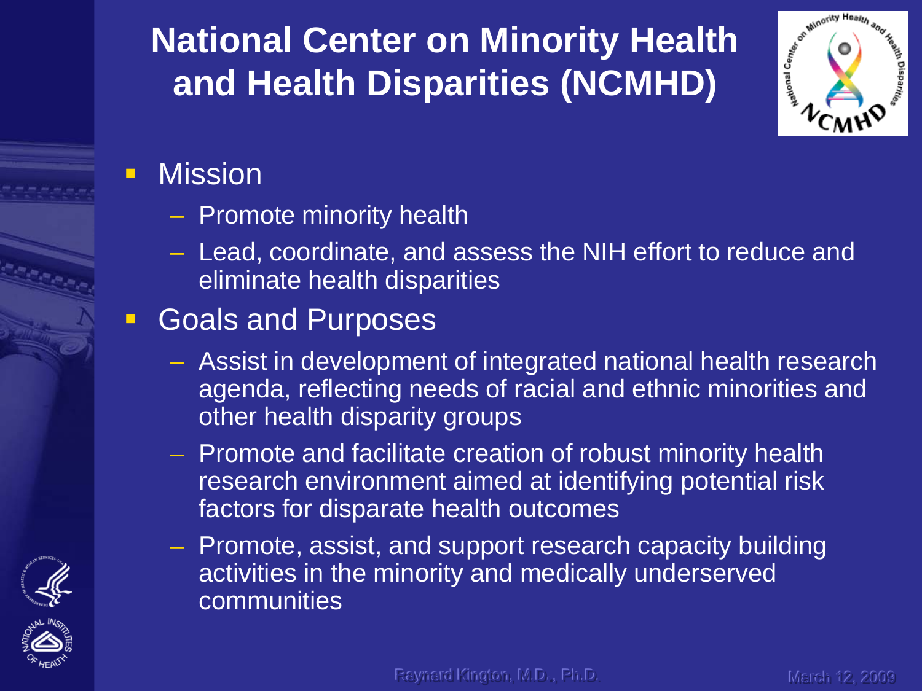# National Center on Minority Health and Health Disparities (NCMHD)

- Mission
  - Promote minority health
  - Lead, coordinate, and assess the NIH effort to reduce and eliminate health disparities
- Goals and Purposes
  - Assist in development of integrated national health research agenda, reflecting needs of racial and ethnic minorities and other health disparity groups
  - Promote and facilitate creation of robust minority health research environment aimed at identifying potential risk factors for disparate health outcomes
  - Promote, assist, and support research capacity building activities in the minority and medically underserved communities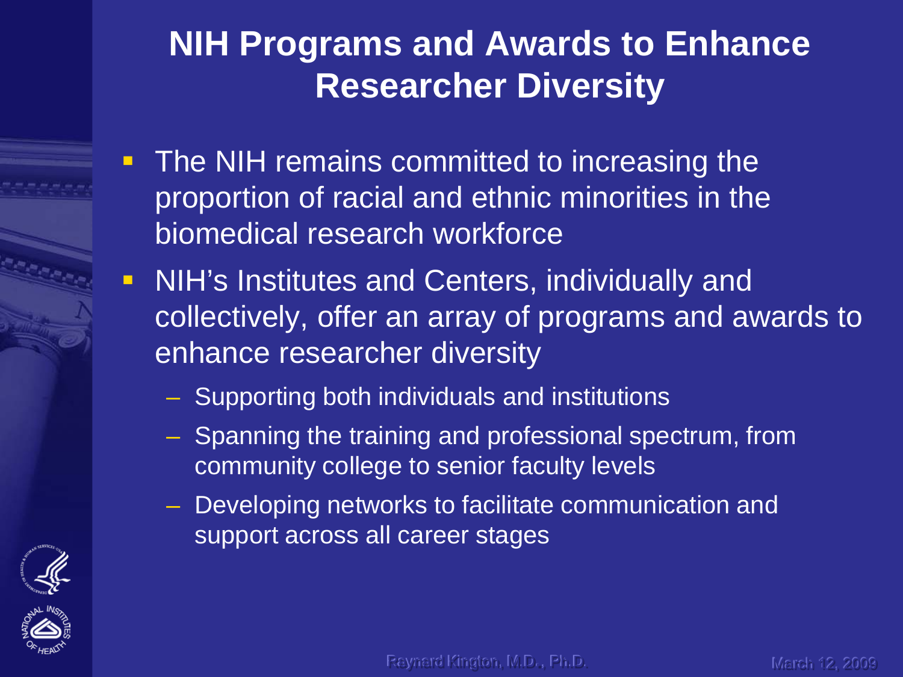# NIH Programs and Awards to Enhance Researcher Diversity

- The NIH remains committed to increasing the proportion of racial and ethnic minorities in the biomedical research workforce
- NIH's Institutes and Centers, individually and collectively, offer an array of programs and awards to enhance researcher diversity
  - Supporting both individuals and institutions
  - Spanning the training and professional spectrum, from community college to senior faculty levels
  - Developing networks to facilitate communication and support across all career stages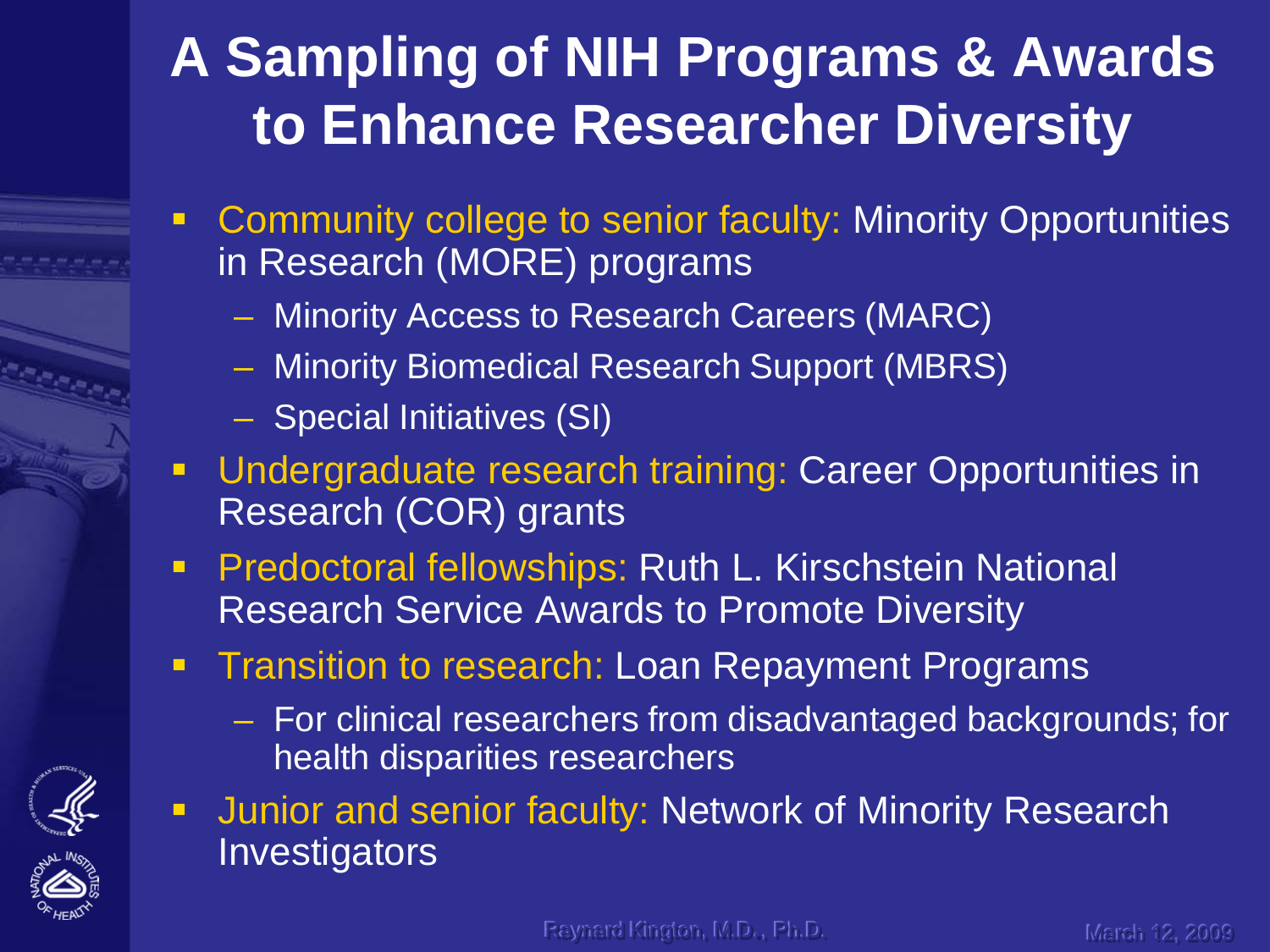# A Sampling of NIH Programs & Awards to Enhance Researcher Diversity

- Community college to senior faculty: Minority Opportunities in Research (MORE) programs
  - Minority Access to Research Careers (MARC)
  - Minority Biomedical Research Support (MBRS)
  - Special Initiatives (SI)
- Undergraduate research training: Career Opportunities in Research (COR) grants
- Predoctoral fellowships: Ruth L. Kirschstein National Research Service Awards to Promote Diversity
- Transition to research: Loan Repayment Programs
  - For clinical researchers from disadvantaged backgrounds; for health disparities researchers
- Junior and senior faculty: Network of Minority Research Investigators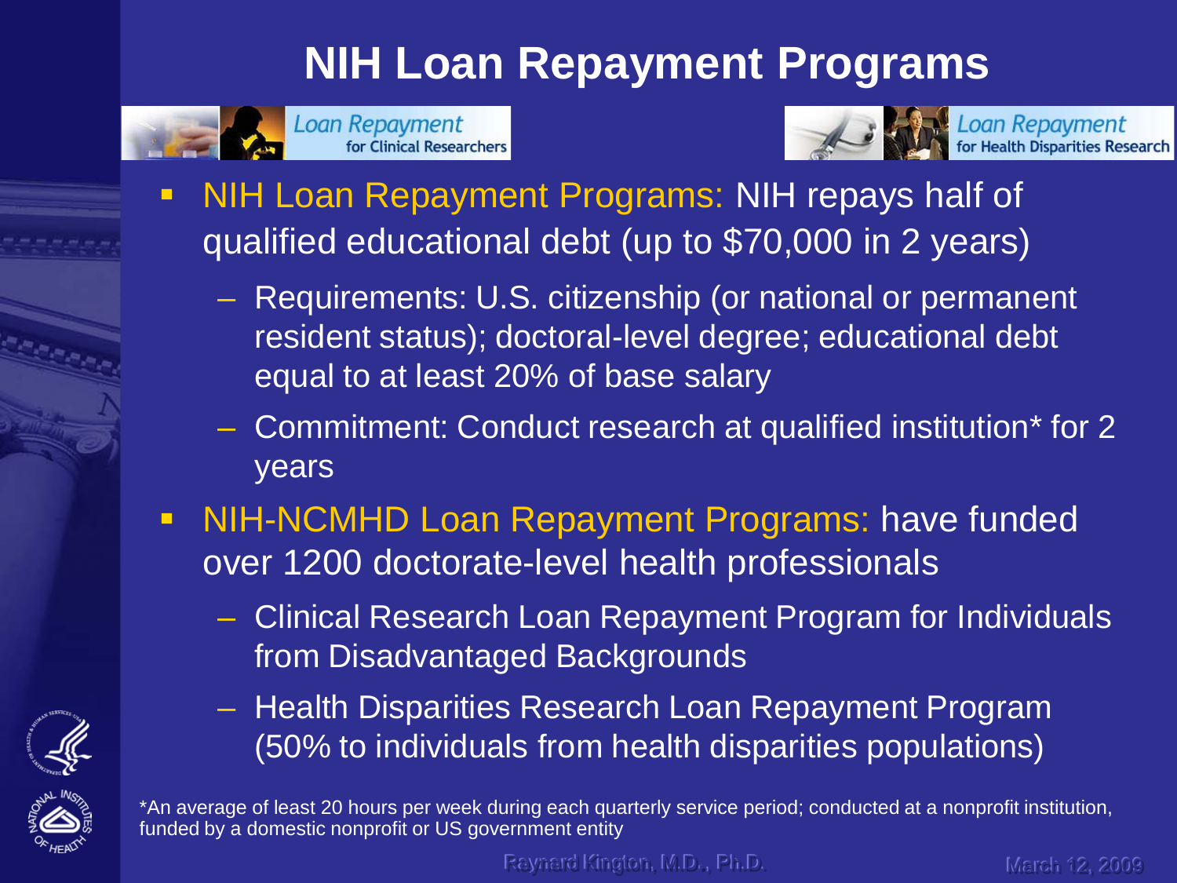# NIH Loan Repayment Programs

Loan Repayment for Clinical Researchers

Loan Repayment for Health Disparities Research

- NIH Loan Repayment Programs: NIH repays half of qualified educational debt (up to $70,000 in 2 years)
  - Requirements: U.S. citizenship (or national or permanent resident status); doctoral-level degree; educational debt equal to at least 20% of base salary
  - Commitment: Conduct research at qualified institution* for 2 years
- NIH-NCMHD Loan Repayment Programs: have funded over 1200 doctorate-level health professionals
  - Clinical Research Loan Repayment Program for Individuals from Disadvantaged Backgrounds
  - Health Disparities Research Loan Repayment Program (50% to individuals from health disparities populations)

*An average of least 20 hours per week during each quarterly service period; conducted at a nonprofit institution, funded by a domestic nonprofit or US government entity

Raynard Kington, M.D., Ph.D. March 12, 2009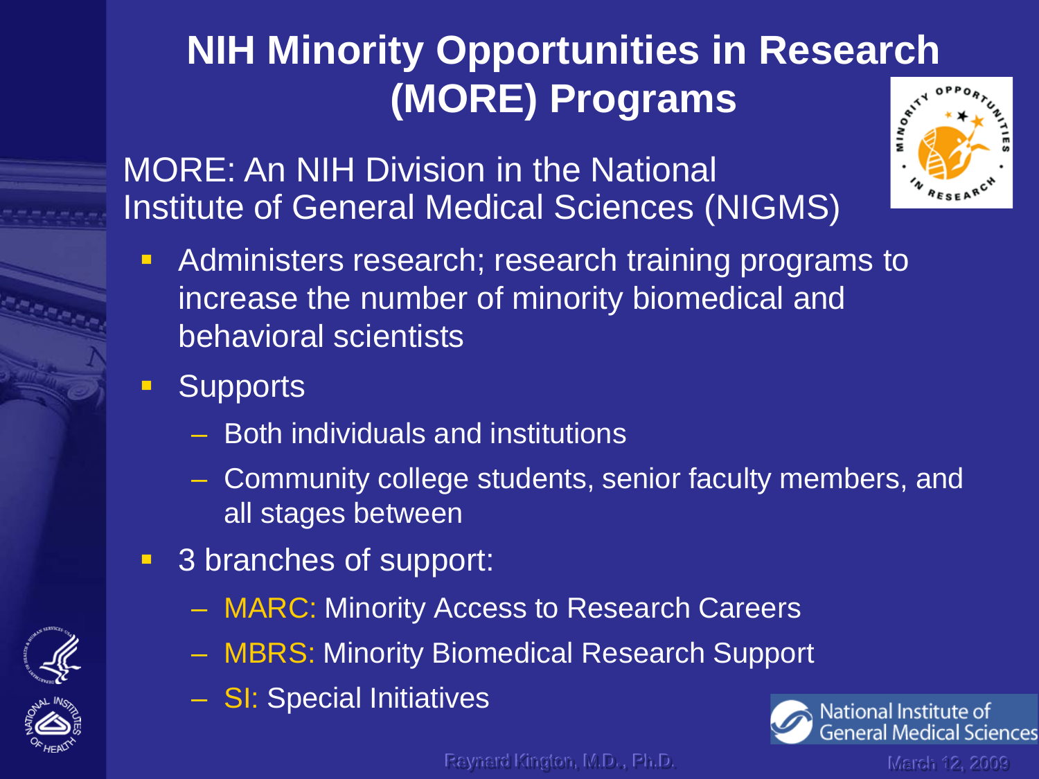# NIH Minority Opportunities in Research (MORE) Programs

MORE: An NIH Division in the National Institute of General Medical Sciences (NIGMS)

- Administers research; research training programs to increase the number of minority biomedical and behavioral scientists
- Supports
  - Both individuals and institutions
  - Community college students, senior faculty members, and all stages between
- 3 branches of support:
  - MARC: Minority Access to Research Careers
  - MBRS: Minority Biomedical Research Support
  - SI: Special Initiatives

Raynard Kington, M.D., Ph.D.

March 12, 2009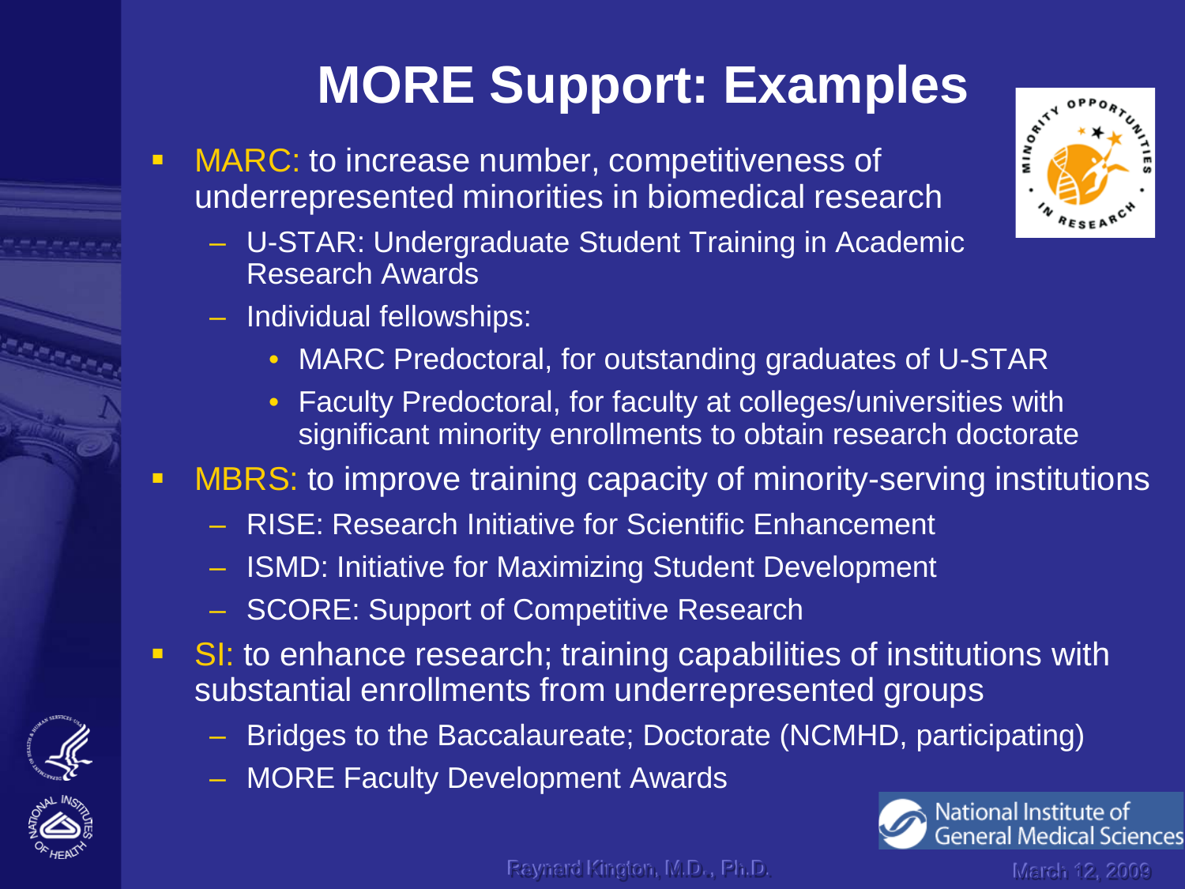# MORE Support: Examples

- MARC: to increase number, competitiveness of underrepresented minorities in biomedical research
  - U-STAR: Undergraduate Student Training in Academic Research Awards
  - Individual fellowships:
    - MARC Predoctoral, for outstanding graduates of U-STAR
    - Faculty Predoctoral, for faculty at colleges/universities with significant minority enrollments to obtain research doctorate
- MBRS: to improve training capacity of minority-serving institutions
  - RISE: Research Initiative for Scientific Enhancement
  - ISMD: Initiative for Maximizing Student Development
  - SCORE: Support of Competitive Research
- SI: to enhance research; training capabilities of institutions with substantial enrollments from underrepresented groups
  - Bridges to the Baccalaureate; Doctorate (NCMHD, participating)
  - MORE Faculty Development Awards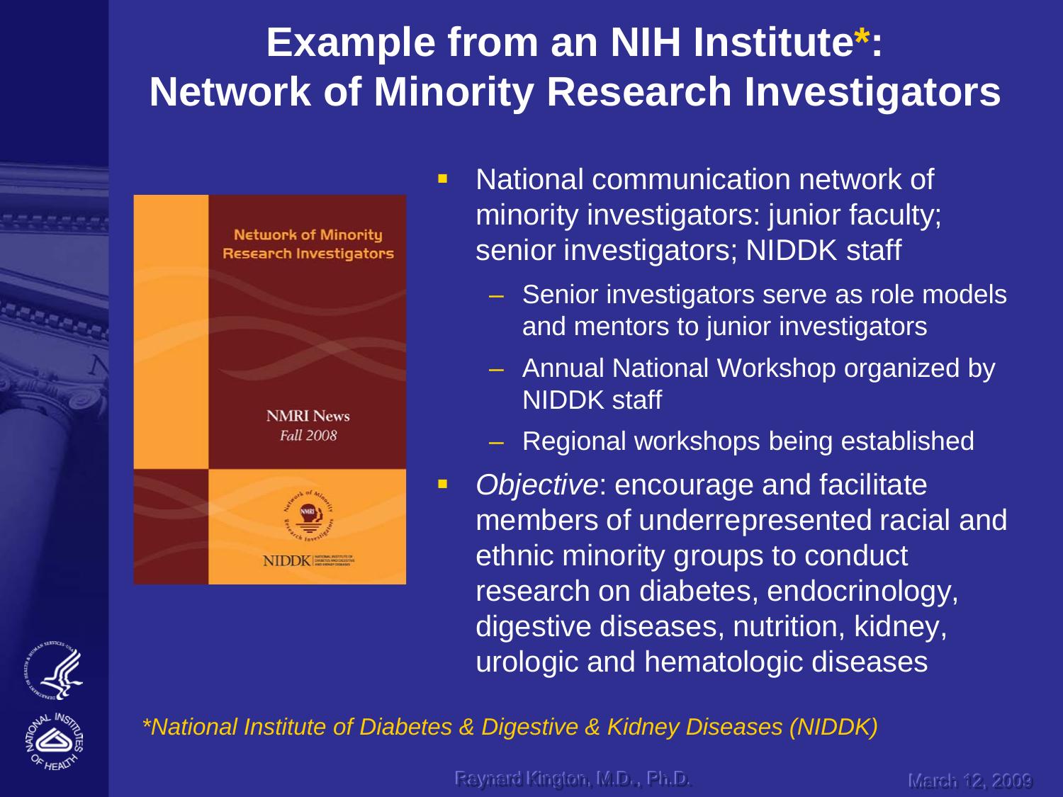# Example from an NIH Institute*: Network of Minority Research Investigators

- National communication network of minority investigators: junior faculty; senior investigators; NIDDK staff
  - Senior investigators serve as role models and mentors to junior investigators
  - Annual National Workshop organized by NIDDK staff
  - Regional workshops being established
- *Objective*: encourage and facilitate members of underrepresented racial and ethnic minority groups to conduct research on diabetes, endocrinology, digestive diseases, nutrition, kidney, urologic and hematologic diseases

*\*National Institute of Diabetes & Digestive & Kidney Diseases (NIDDK)*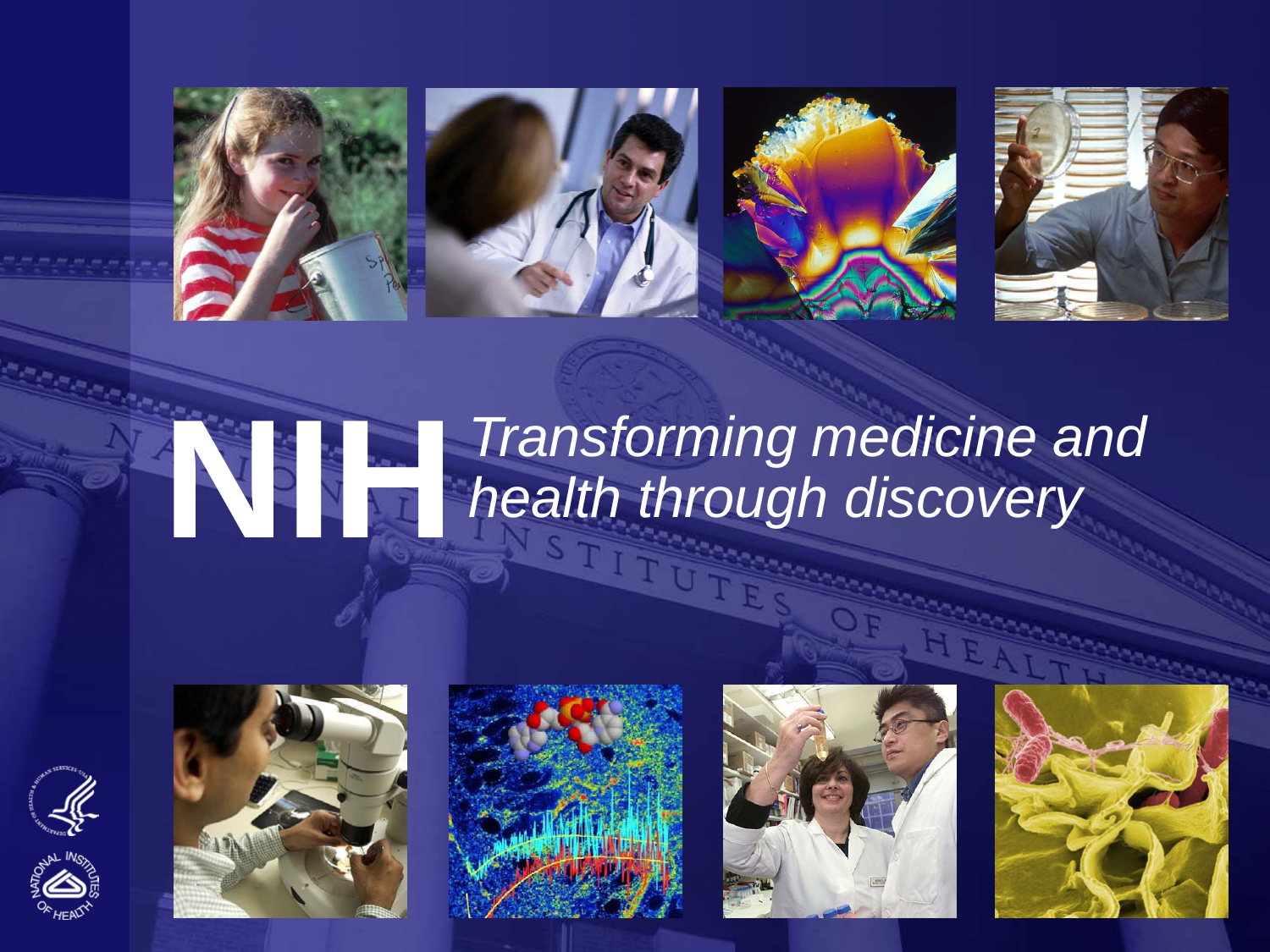# NIH *Transforming medicine and health through discovery*